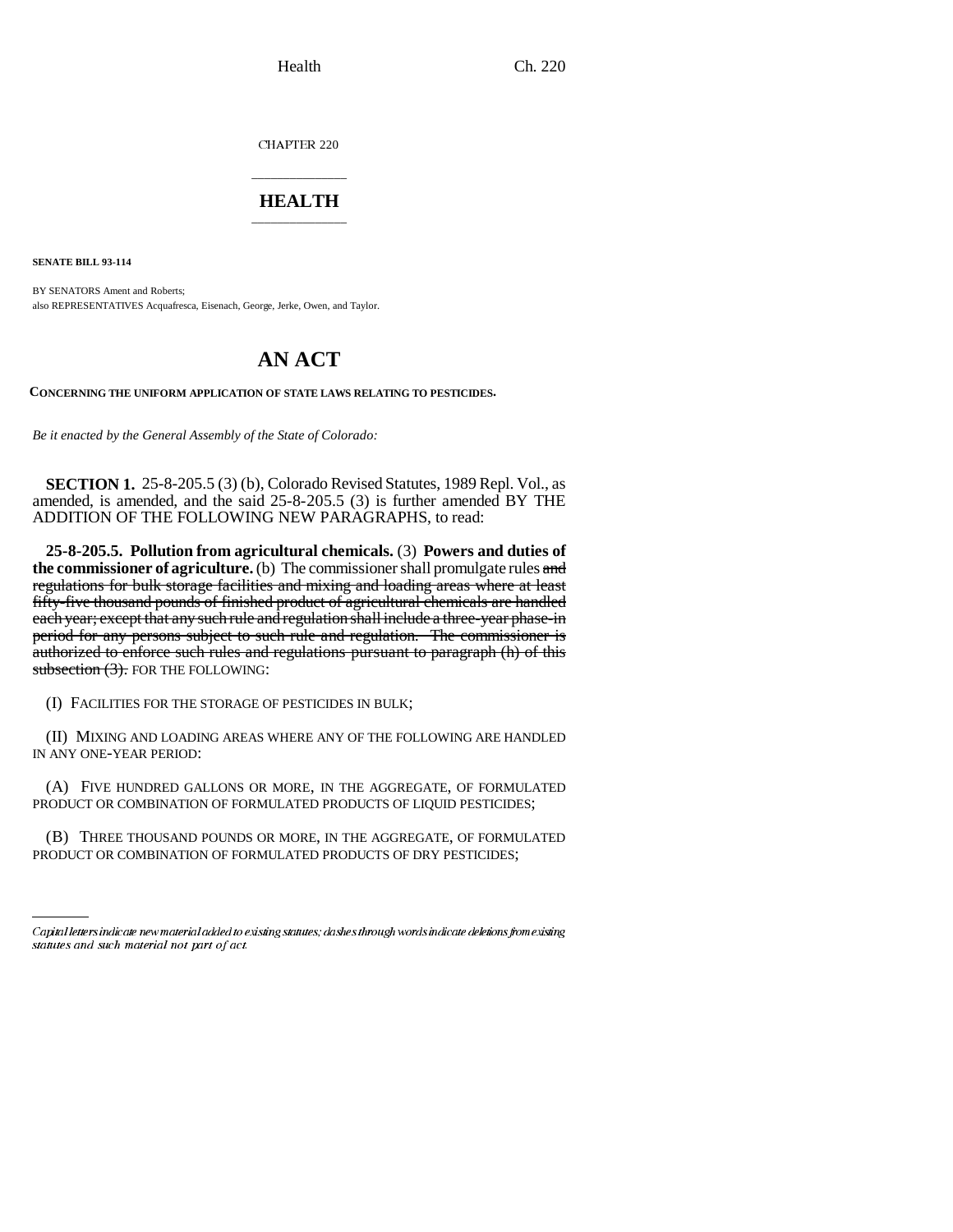CHAPTER 220

# HEALTH

**SENATE BILL 93-114**

BY SENATORS Ament and Roberts;
also REPRESENTATIVES Acquafresca, Eisenach, George, Jerke, Owen, and Taylor.

# AN ACT

**CONCERNING THE UNIFORM APPLICATION OF STATE LAWS RELATING TO PESTICIDES.**

*Be it enacted by the General Assembly of the State of Colorado:*

**SECTION 1.** 25-8-205.5 (3) (b), Colorado Revised Statutes, 1989 Repl. Vol., as amended, is amended, and the said 25-8-205.5 (3) is further amended BY THE ADDITION OF THE FOLLOWING NEW PARAGRAPHS, to read:

**25-8-205.5. Pollution from agricultural chemicals.** (3) **Powers and duties of the commissioner of agriculture.** (b) The commissioner shall promulgate rules ~~and regulations for bulk storage facilities and mixing and loading areas where at least fifty-five thousand pounds of finished product of agricultural chemicals are handled each year; except that any such rule and regulation shall include a three-year phase-in period for any persons subject to such rule and regulation. The commissioner is authorized to enforce such rules and regulations pursuant to paragraph (h) of this subsection (3).~~ FOR THE FOLLOWING:

(I) FACILITIES FOR THE STORAGE OF PESTICIDES IN BULK;

(II) MIXING AND LOADING AREAS WHERE ANY OF THE FOLLOWING ARE HANDLED IN ANY ONE-YEAR PERIOD:

(A) FIVE HUNDRED GALLONS OR MORE, IN THE AGGREGATE, OF FORMULATED PRODUCT OR COMBINATION OF FORMULATED PRODUCTS OF LIQUID PESTICIDES;

(B) THREE THOUSAND POUNDS OR MORE, IN THE AGGREGATE, OF FORMULATED PRODUCT OR COMBINATION OF FORMULATED PRODUCTS OF DRY PESTICIDES;

Capital letters indicate new material added to existing statutes; dashes through words indicate deletions from existing statutes and such material not part of act.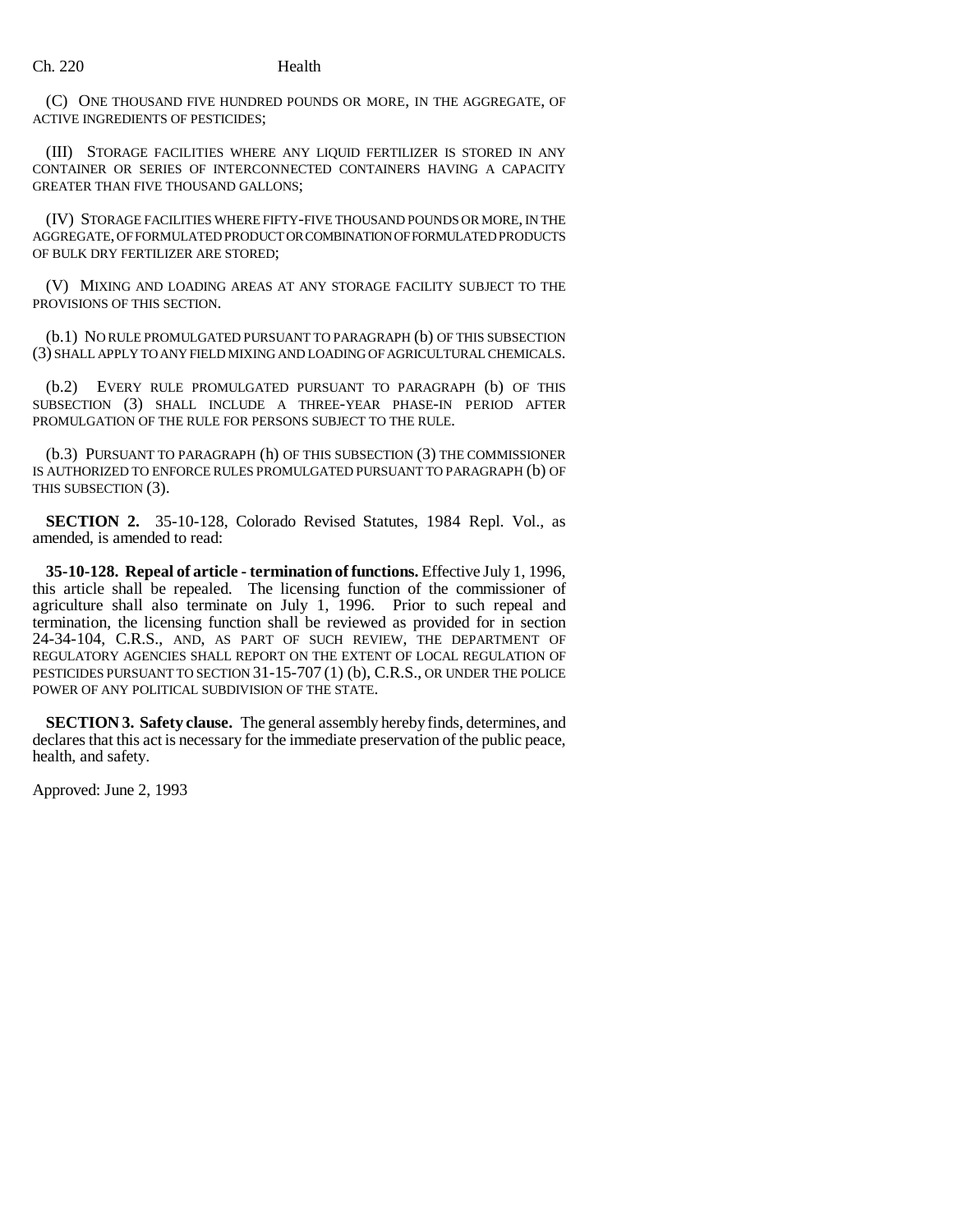(C) ONE THOUSAND FIVE HUNDRED POUNDS OR MORE, IN THE AGGREGATE, OF ACTIVE INGREDIENTS OF PESTICIDES;

(III) STORAGE FACILITIES WHERE ANY LIQUID FERTILIZER IS STORED IN ANY CONTAINER OR SERIES OF INTERCONNECTED CONTAINERS HAVING A CAPACITY GREATER THAN FIVE THOUSAND GALLONS;

(IV) STORAGE FACILITIES WHERE FIFTY-FIVE THOUSAND POUNDS OR MORE, IN THE AGGREGATE, OF FORMULATED PRODUCT OR COMBINATION OF FORMULATED PRODUCTS OF BULK DRY FERTILIZER ARE STORED;

(V) MIXING AND LOADING AREAS AT ANY STORAGE FACILITY SUBJECT TO THE PROVISIONS OF THIS SECTION.

(b.1) NO RULE PROMULGATED PURSUANT TO PARAGRAPH (b) OF THIS SUBSECTION (3) SHALL APPLY TO ANY FIELD MIXING AND LOADING OF AGRICULTURAL CHEMICALS.

(b.2) EVERY RULE PROMULGATED PURSUANT TO PARAGRAPH (b) OF THIS SUBSECTION (3) SHALL INCLUDE A THREE-YEAR PHASE-IN PERIOD AFTER PROMULGATION OF THE RULE FOR PERSONS SUBJECT TO THE RULE.

(b.3) PURSUANT TO PARAGRAPH (h) OF THIS SUBSECTION (3) THE COMMISSIONER IS AUTHORIZED TO ENFORCE RULES PROMULGATED PURSUANT TO PARAGRAPH (b) OF THIS SUBSECTION (3).

**SECTION 2.** 35-10-128, Colorado Revised Statutes, 1984 Repl. Vol., as amended, is amended to read:

**35-10-128. Repeal of article - termination of functions.** Effective July 1, 1996, this article shall be repealed. The licensing function of the commissioner of agriculture shall also terminate on July 1, 1996. Prior to such repeal and termination, the licensing function shall be reviewed as provided for in section 24-34-104, C.R.S., AND, AS PART OF SUCH REVIEW, THE DEPARTMENT OF REGULATORY AGENCIES SHALL REPORT ON THE EXTENT OF LOCAL REGULATION OF PESTICIDES PURSUANT TO SECTION 31-15-707 (1) (b), C.R.S., OR UNDER THE POLICE POWER OF ANY POLITICAL SUBDIVISION OF THE STATE.

**SECTION 3. Safety clause.** The general assembly hereby finds, determines, and declares that this act is necessary for the immediate preservation of the public peace, health, and safety.

Approved: June 2, 1993